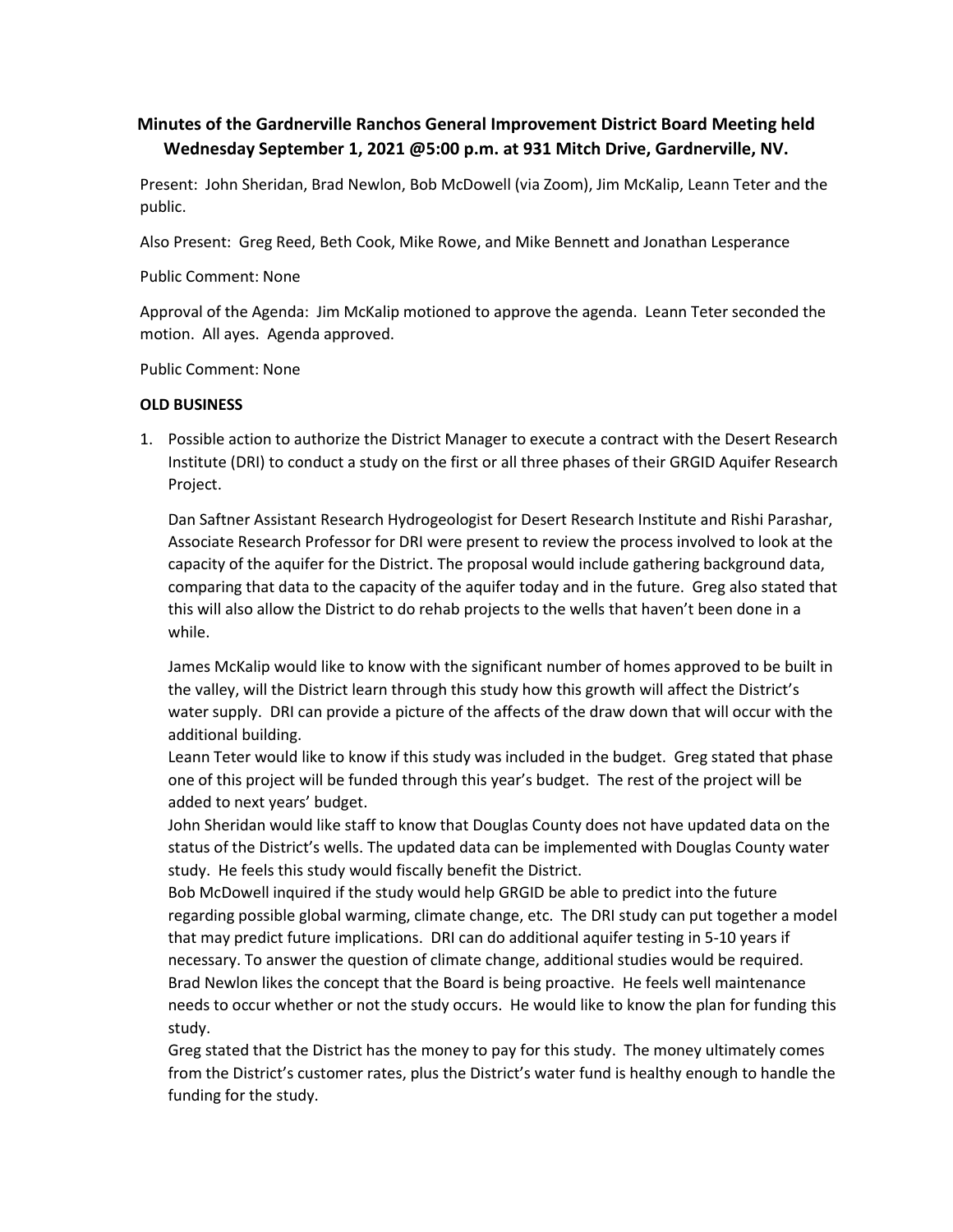## Minutes of the Gardnerville Ranchos General Improvement District Board Meeting held Wednesday September 1, 2021 @5:00 p.m. at 931 Mitch Drive, Gardnerville, NV.

Present: John Sheridan, Brad Newlon, Bob McDowell (via Zoom), Jim McKalip, Leann Teter and the public.

Also Present: Greg Reed, Beth Cook, Mike Rowe, and Mike Bennett and Jonathan Lesperance

Public Comment: None

Approval of the Agenda: Jim McKalip motioned to approve the agenda. Leann Teter seconded the motion. All ayes. Agenda approved.

Public Comment: None

**OLD BUSINESS**

1. Possible action to authorize the District Manager to execute a contract with the Desert Research Institute (DRI) to conduct a study on the first or all three phases of their GRGID Aquifer Research Project.

   Dan Saftner Assistant Research Hydrogeologist for Desert Research Institute and Rishi Parashar, Associate Research Professor for DRI were present to review the process involved to look at the capacity of the aquifer for the District. The proposal would include gathering background data, comparing that data to the capacity of the aquifer today and in the future. Greg also stated that this will also allow the District to do rehab projects to the wells that haven't been done in a while.

   James McKalip would like to know with the significant number of homes approved to be built in the valley, will the District learn through this study how this growth will affect the District's water supply. DRI can provide a picture of the affects of the draw down that will occur with the additional building.
   Leann Teter would like to know if this study was included in the budget. Greg stated that phase one of this project will be funded through this year's budget. The rest of the project will be added to next years' budget.
   John Sheridan would like staff to know that Douglas County does not have updated data on the status of the District's wells. The updated data can be implemented with Douglas County water study. He feels this study would fiscally benefit the District.
   Bob McDowell inquired if the study would help GRGID be able to predict into the future regarding possible global warming, climate change, etc. The DRI study can put together a model that may predict future implications. DRI can do additional aquifer testing in 5-10 years if necessary. To answer the question of climate change, additional studies would be required.
   Brad Newlon likes the concept that the Board is being proactive. He feels well maintenance needs to occur whether or not the study occurs. He would like to know the plan for funding this study.
   Greg stated that the District has the money to pay for this study. The money ultimately comes from the District's customer rates, plus the District's water fund is healthy enough to handle the funding for the study.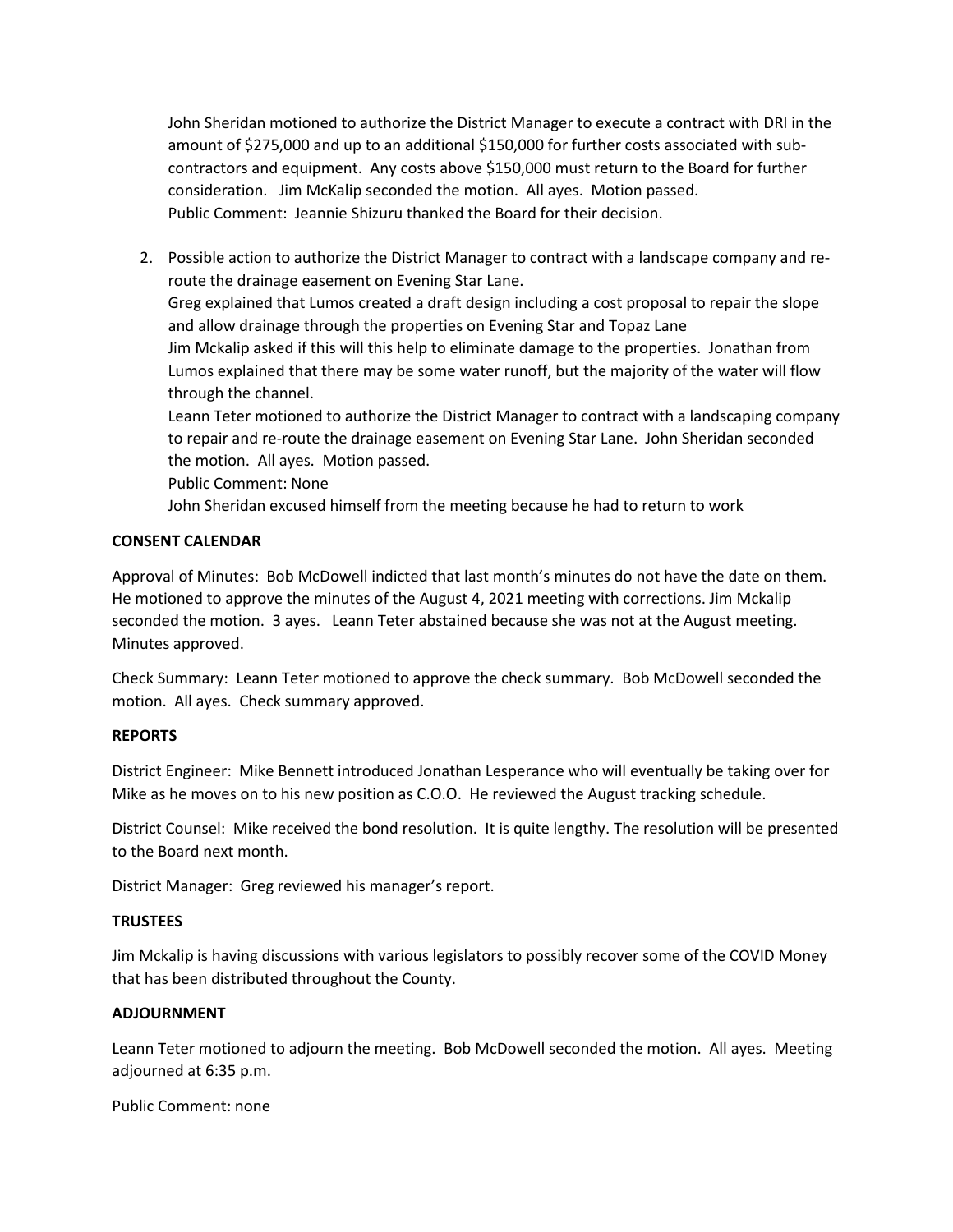John Sheridan motioned to authorize the District Manager to execute a contract with DRI in the amount of $275,000 and up to an additional $150,000 for further costs associated with sub-contractors and equipment. Any costs above $150,000 must return to the Board for further consideration. Jim McKalip seconded the motion. All ayes. Motion passed.
Public Comment: Jeannie Shizuru thanked the Board for their decision.

2. Possible action to authorize the District Manager to contract with a landscape company and re-route the drainage easement on Evening Star Lane.
   Greg explained that Lumos created a draft design including a cost proposal to repair the slope and allow drainage through the properties on Evening Star and Topaz Lane
   Jim Mckalip asked if this will this help to eliminate damage to the properties. Jonathan from Lumos explained that there may be some water runoff, but the majority of the water will flow through the channel.
   Leann Teter motioned to authorize the District Manager to contract with a landscaping company to repair and re-route the drainage easement on Evening Star Lane. John Sheridan seconded the motion. All ayes. Motion passed.
   Public Comment: None
   John Sheridan excused himself from the meeting because he had to return to work

**CONSENT CALENDAR**

Approval of Minutes: Bob McDowell indicted that last month's minutes do not have the date on them. He motioned to approve the minutes of the August 4, 2021 meeting with corrections. Jim Mckalip seconded the motion. 3 ayes. Leann Teter abstained because she was not at the August meeting. Minutes approved.

Check Summary: Leann Teter motioned to approve the check summary. Bob McDowell seconded the motion. All ayes. Check summary approved.

**REPORTS**

District Engineer: Mike Bennett introduced Jonathan Lesperance who will eventually be taking over for Mike as he moves on to his new position as C.O.O. He reviewed the August tracking schedule.

District Counsel: Mike received the bond resolution. It is quite lengthy. The resolution will be presented to the Board next month.

District Manager: Greg reviewed his manager's report.

**TRUSTEES**

Jim Mckalip is having discussions with various legislators to possibly recover some of the COVID Money that has been distributed throughout the County.

**ADJOURNMENT**

Leann Teter motioned to adjourn the meeting. Bob McDowell seconded the motion. All ayes. Meeting adjourned at 6:35 p.m.

Public Comment: none